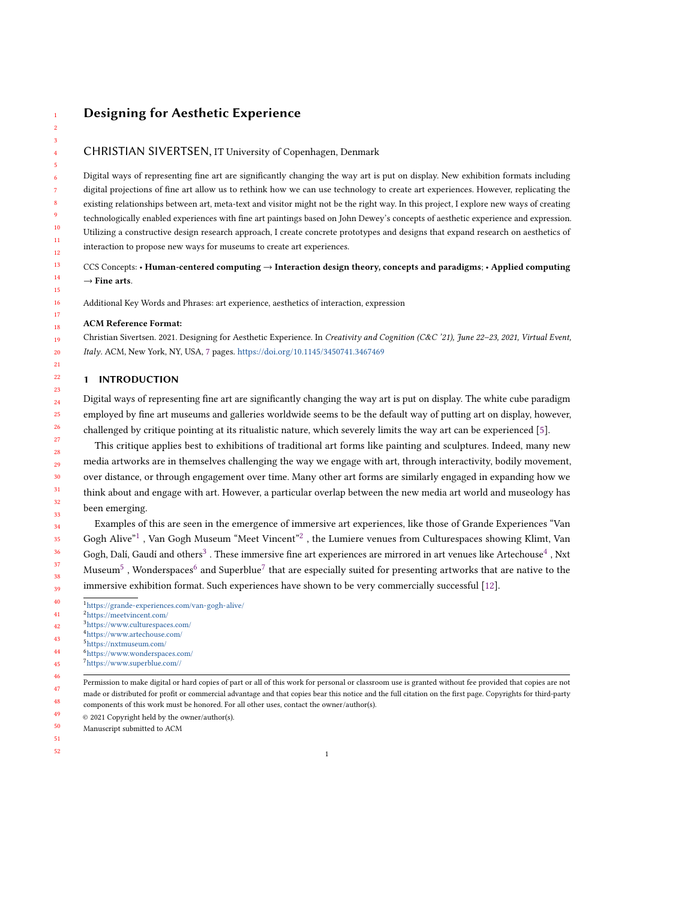# Designing for Aesthetic Experience

CHRISTIAN SIVERTSEN, IT University of Copenhagen, Denmark

Digital ways of representing fine art are significantly changing the way art is put on display. New exhibition formats including digital projections of fine art allow us to rethink how we can use technology to create art experiences. However, replicating the existing relationships between art, meta-text and visitor might not be the right way. In this project, I explore new ways of creating technologically enabled experiences with fine art paintings based on John Dewey's concepts of aesthetic experience and expression. Utilizing a constructive design research approach, I create concrete prototypes and designs that expand research on aesthetics of interaction to propose new ways for museums to create art experiences.

CCS Concepts: • **Human-centered computing → Interaction design theory, concepts and paradigms**; • **Applied computing → Fine arts**.

Additional Key Words and Phrases: art experience, aesthetics of interaction, expression

**ACM Reference Format:**
Christian Sivertsen. 2021. Designing for Aesthetic Experience. In *Creativity and Cognition (C&C '21), June 22–23, 2021, Virtual Event, Italy*. ACM, New York, NY, USA, 7 pages. https://doi.org/10.1145/3450741.3467469

## 1 INTRODUCTION

Digital ways of representing fine art are significantly changing the way art is put on display. The white cube paradigm employed by fine art museums and galleries worldwide seems to be the default way of putting art on display, however, challenged by critique pointing at its ritualistic nature, which severely limits the way art can be experienced [5].

This critique applies best to exhibitions of traditional art forms like painting and sculptures. Indeed, many new media artworks are in themselves challenging the way we engage with art, through interactivity, bodily movement, over distance, or through engagement over time. Many other art forms are similarly engaged in expanding how we think about and engage with art. However, a particular overlap between the new media art world and museology has been emerging.

Examples of this are seen in the emergence of immersive art experiences, like those of Grande Experiences "Van Gogh Alive"[1] , Van Gogh Museum "Meet Vincent"[2] , the Lumiere venues from Culturespaces showing Klimt, Van Gogh, Dalí, Gaudí and others[3] . These immersive fine art experiences are mirrored in art venues like Artechouse[4] , Nxt Museum[5] , Wonderspaces[6] and Superblue[7] that are especially suited for presenting artworks that are native to the immersive exhibition format. Such experiences have shown to be very commercially successful [12].

[1] https://grande-experiences.com/van-gogh-alive/
[2] https://meetvincent.com/
[3] https://www.culturespaces.com/
[4] https://www.artechouse.com/
[5] https://nxtmuseum.com/
[6] https://www.wonderspaces.com/
[7] https://www.superblue.com//

Permission to make digital or hard copies of part or all of this work for personal or classroom use is granted without fee provided that copies are not made or distributed for profit or commercial advantage and that copies bear this notice and the full citation on the first page. Copyrights for third-party components of this work must be honored. For all other uses, contact the owner/author(s).

© 2021 Copyright held by the owner/author(s).
Manuscript submitted to ACM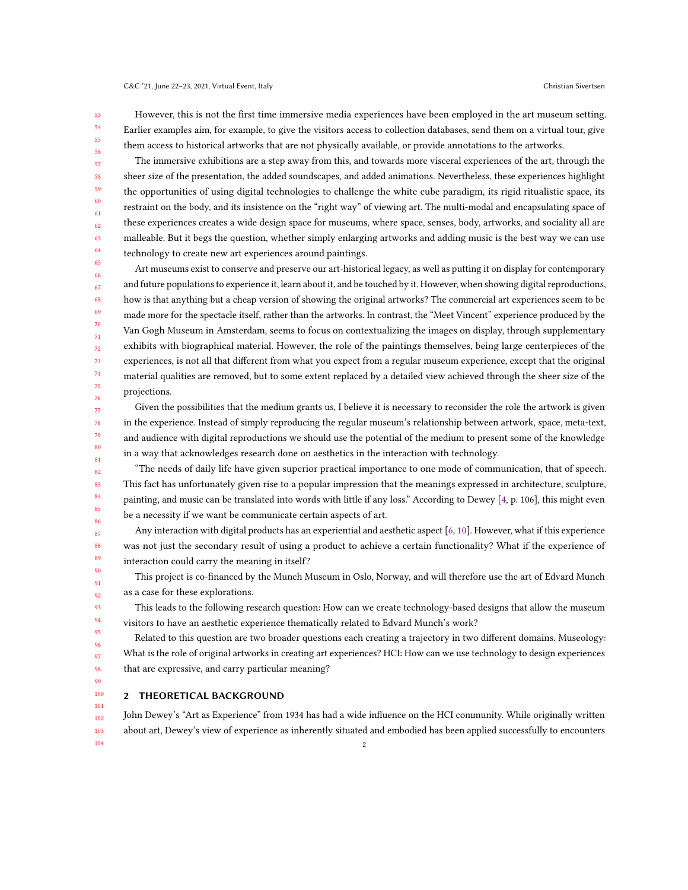However, this is not the first time immersive media experiences have been employed in the art museum setting. Earlier examples aim, for example, to give the visitors access to collection databases, send them on a virtual tour, give them access to historical artworks that are not physically available, or provide annotations to the artworks.

The immersive exhibitions are a step away from this, and towards more visceral experiences of the art, through the sheer size of the presentation, the added soundscapes, and added animations. Nevertheless, these experiences highlight the opportunities of using digital technologies to challenge the white cube paradigm, its rigid ritualistic space, its restraint on the body, and its insistence on the "right way" of viewing art. The multi-modal and encapsulating space of these experiences creates a wide design space for museums, where space, senses, body, artworks, and sociality all are malleable. But it begs the question, whether simply enlarging artworks and adding music is the best way we can use technology to create new art experiences around paintings.

Art museums exist to conserve and preserve our art-historical legacy, as well as putting it on display for contemporary and future populations to experience it, learn about it, and be touched by it. However, when showing digital reproductions, how is that anything but a cheap version of showing the original artworks? The commercial art experiences seem to be made more for the spectacle itself, rather than the artworks. In contrast, the "Meet Vincent" experience produced by the Van Gogh Museum in Amsterdam, seems to focus on contextualizing the images on display, through supplementary exhibits with biographical material. However, the role of the paintings themselves, being large centerpieces of the experiences, is not all that different from what you expect from a regular museum experience, except that the original material qualities are removed, but to some extent replaced by a detailed view achieved through the sheer size of the projections.

Given the possibilities that the medium grants us, I believe it is necessary to reconsider the role the artwork is given in the experience. Instead of simply reproducing the regular museum's relationship between artwork, space, meta-text, and audience with digital reproductions we should use the potential of the medium to present some of the knowledge in a way that acknowledges research done on aesthetics in the interaction with technology.

"The needs of daily life have given superior practical importance to one mode of communication, that of speech. This fact has unfortunately given rise to a popular impression that the meanings expressed in architecture, sculpture, painting, and music can be translated into words with little if any loss." According to Dewey [4, p. 106], this might even be a necessity if we want be communicate certain aspects of art.

Any interaction with digital products has an experiential and aesthetic aspect [6, 10]. However, what if this experience was not just the secondary result of using a product to achieve a certain functionality? What if the experience of interaction could carry the meaning in itself?

This project is co-financed by the Munch Museum in Oslo, Norway, and will therefore use the art of Edvard Munch as a case for these explorations.

This leads to the following research question: How can we create technology-based designs that allow the museum visitors to have an aesthetic experience thematically related to Edvard Munch's work?

Related to this question are two broader questions each creating a trajectory in two different domains. Museology: What is the role of original artworks in creating art experiences? HCI: How can we use technology to design experiences that are expressive, and carry particular meaning?

## 2 THEORETICAL BACKGROUND

John Dewey's "Art as Experience" from 1934 has had a wide influence on the HCI community. While originally written about art, Dewey's view of experience as inherently situated and embodied has been applied successfully to encounters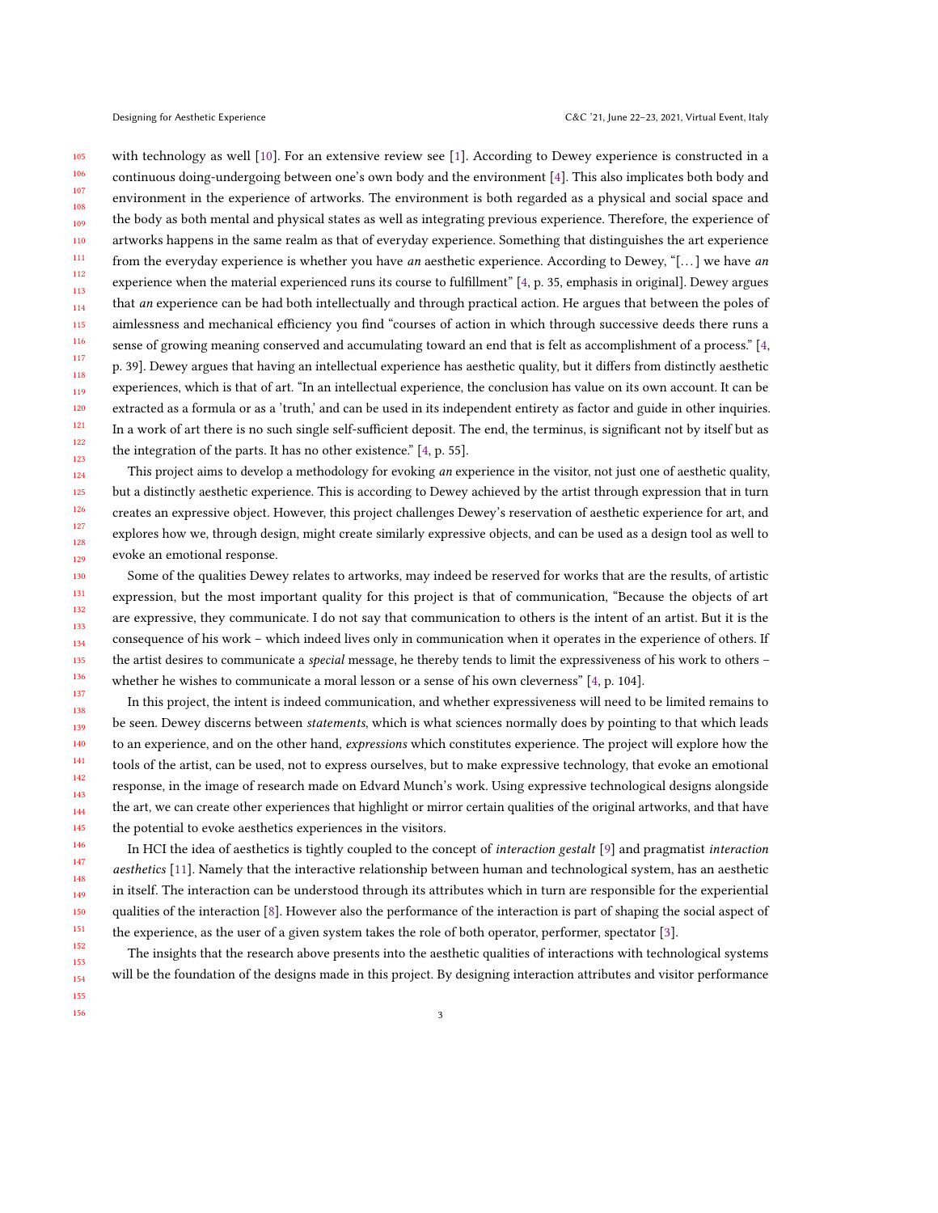with technology as well [10]. For an extensive review see [1]. According to Dewey experience is constructed in a continuous doing-undergoing between one's own body and the environment [4]. This also implicates both body and environment in the experience of artworks. The environment is both regarded as a physical and social space and the body as both mental and physical states as well as integrating previous experience. Therefore, the experience of artworks happens in the same realm as that of everyday experience. Something that distinguishes the art experience from the everyday experience is whether you have *an* aesthetic experience. According to Dewey, "[. . . ] we have *an* experience when the material experienced runs its course to fulfillment" [4, p. 35, emphasis in original]. Dewey argues that *an* experience can be had both intellectually and through practical action. He argues that between the poles of aimlessness and mechanical efficiency you find "courses of action in which through successive deeds there runs a sense of growing meaning conserved and accumulating toward an end that is felt as accomplishment of a process." [4, p. 39]. Dewey argues that having an intellectual experience has aesthetic quality, but it differs from distinctly aesthetic experiences, which is that of art. "In an intellectual experience, the conclusion has value on its own account. It can be extracted as a formula or as a 'truth,' and can be used in its independent entirety as factor and guide in other inquiries. In a work of art there is no such single self-sufficient deposit. The end, the terminus, is significant not by itself but as the integration of the parts. It has no other existence." [4, p. 55].

This project aims to develop a methodology for evoking *an* experience in the visitor, not just one of aesthetic quality, but a distinctly aesthetic experience. This is according to Dewey achieved by the artist through expression that in turn creates an expressive object. However, this project challenges Dewey's reservation of aesthetic experience for art, and explores how we, through design, might create similarly expressive objects, and can be used as a design tool as well to evoke an emotional response.

Some of the qualities Dewey relates to artworks, may indeed be reserved for works that are the results, of artistic expression, but the most important quality for this project is that of communication, "Because the objects of art are expressive, they communicate. I do not say that communication to others is the intent of an artist. But it is the consequence of his work – which indeed lives only in communication when it operates in the experience of others. If the artist desires to communicate a *special* message, he thereby tends to limit the expressiveness of his work to others – whether he wishes to communicate a moral lesson or a sense of his own cleverness" [4, p. 104].

In this project, the intent is indeed communication, and whether expressiveness will need to be limited remains to be seen. Dewey discerns between *statements*, which is what sciences normally does by pointing to that which leads to an experience, and on the other hand, *expressions* which constitutes experience. The project will explore how the tools of the artist, can be used, not to express ourselves, but to make expressive technology, that evoke an emotional response, in the image of research made on Edvard Munch's work. Using expressive technological designs alongside the art, we can create other experiences that highlight or mirror certain qualities of the original artworks, and that have the potential to evoke aesthetics experiences in the visitors.

In HCI the idea of aesthetics is tightly coupled to the concept of *interaction gestalt* [9] and pragmatist *interaction aesthetics* [11]. Namely that the interactive relationship between human and technological system, has an aesthetic in itself. The interaction can be understood through its attributes which in turn are responsible for the experiential qualities of the interaction [8]. However also the performance of the interaction is part of shaping the social aspect of the experience, as the user of a given system takes the role of both operator, performer, spectator [3].

The insights that the research above presents into the aesthetic qualities of interactions with technological systems will be the foundation of the designs made in this project. By designing interaction attributes and visitor performance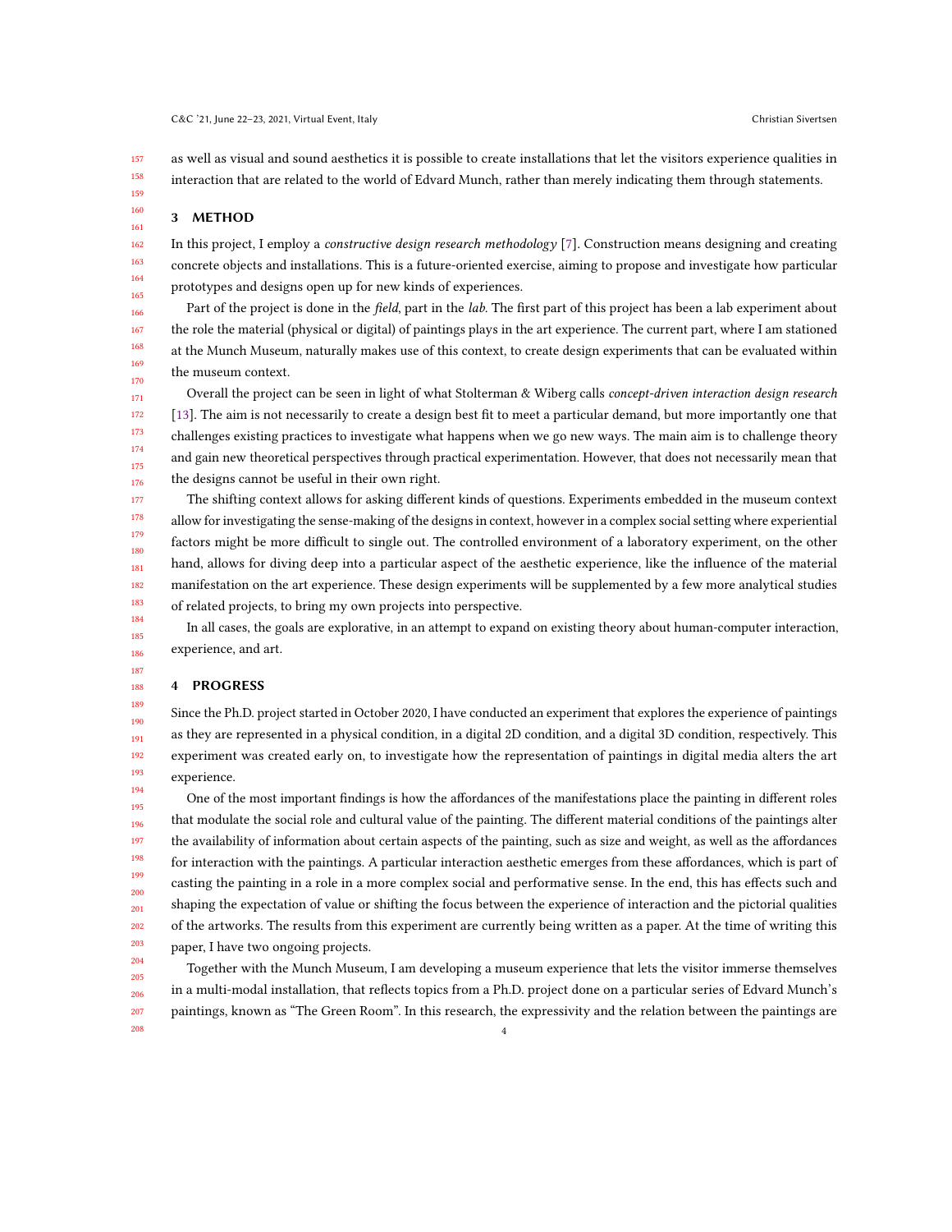as well as visual and sound aesthetics it is possible to create installations that let the visitors experience qualities in interaction that are related to the world of Edvard Munch, rather than merely indicating them through statements.

## 3 METHOD

In this project, I employ a *constructive design research methodology* [7]. Construction means designing and creating concrete objects and installations. This is a future-oriented exercise, aiming to propose and investigate how particular prototypes and designs open up for new kinds of experiences.

Part of the project is done in the *field*, part in the *lab*. The first part of this project has been a lab experiment about the role the material (physical or digital) of paintings plays in the art experience. The current part, where I am stationed at the Munch Museum, naturally makes use of this context, to create design experiments that can be evaluated within the museum context.

Overall the project can be seen in light of what Stolterman & Wiberg calls *concept-driven interaction design research* [13]. The aim is not necessarily to create a design best fit to meet a particular demand, but more importantly one that challenges existing practices to investigate what happens when we go new ways. The main aim is to challenge theory and gain new theoretical perspectives through practical experimentation. However, that does not necessarily mean that the designs cannot be useful in their own right.

The shifting context allows for asking different kinds of questions. Experiments embedded in the museum context allow for investigating the sense-making of the designs in context, however in a complex social setting where experiential factors might be more difficult to single out. The controlled environment of a laboratory experiment, on the other hand, allows for diving deep into a particular aspect of the aesthetic experience, like the influence of the material manifestation on the art experience. These design experiments will be supplemented by a few more analytical studies of related projects, to bring my own projects into perspective.

In all cases, the goals are explorative, in an attempt to expand on existing theory about human-computer interaction, experience, and art.

## 4 PROGRESS

Since the Ph.D. project started in October 2020, I have conducted an experiment that explores the experience of paintings as they are represented in a physical condition, in a digital 2D condition, and a digital 3D condition, respectively. This experiment was created early on, to investigate how the representation of paintings in digital media alters the art experience.

One of the most important findings is how the affordances of the manifestations place the painting in different roles that modulate the social role and cultural value of the painting. The different material conditions of the paintings alter the availability of information about certain aspects of the painting, such as size and weight, as well as the affordances for interaction with the paintings. A particular interaction aesthetic emerges from these affordances, which is part of casting the painting in a role in a more complex social and performative sense. In the end, this has effects such and shaping the expectation of value or shifting the focus between the experience of interaction and the pictorial qualities of the artworks. The results from this experiment are currently being written as a paper. At the time of writing this paper, I have two ongoing projects.

Together with the Munch Museum, I am developing a museum experience that lets the visitor immerse themselves in a multi-modal installation, that reflects topics from a Ph.D. project done on a particular series of Edvard Munch's paintings, known as "The Green Room". In this research, the expressivity and the relation between the paintings are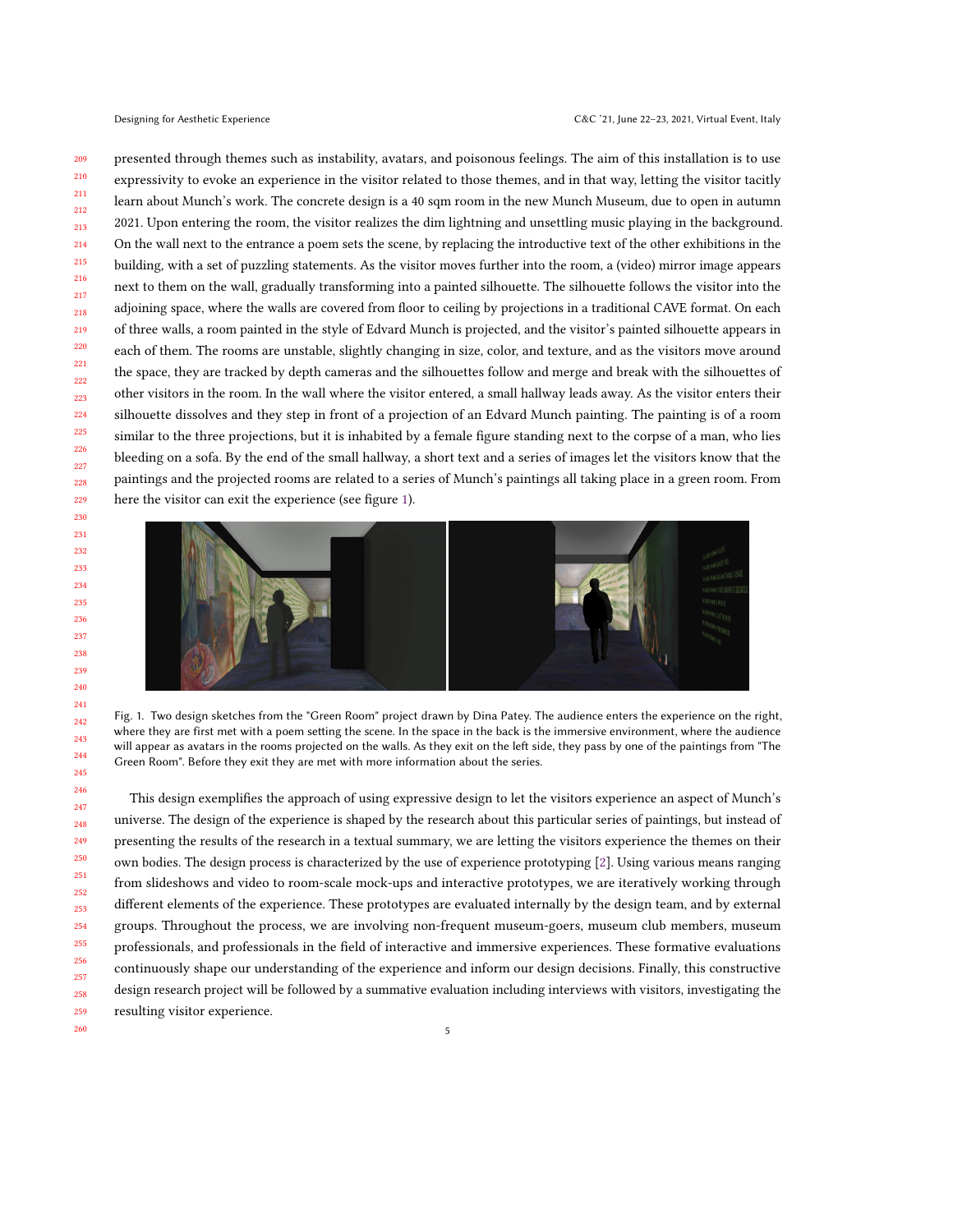presented through themes such as instability, avatars, and poisonous feelings. The aim of this installation is to use expressivity to evoke an experience in the visitor related to those themes, and in that way, letting the visitor tacitly learn about Munch's work. The concrete design is a 40 sqm room in the new Munch Museum, due to open in autumn 2021. Upon entering the room, the visitor realizes the dim lightning and unsettling music playing in the background. On the wall next to the entrance a poem sets the scene, by replacing the introductive text of the other exhibitions in the building, with a set of puzzling statements. As the visitor moves further into the room, a (video) mirror image appears next to them on the wall, gradually transforming into a painted silhouette. The silhouette follows the visitor into the adjoining space, where the walls are covered from floor to ceiling by projections in a traditional CAVE format. On each of three walls, a room painted in the style of Edvard Munch is projected, and the visitor's painted silhouette appears in each of them. The rooms are unstable, slightly changing in size, color, and texture, and as the visitors move around the space, they are tracked by depth cameras and the silhouettes follow and merge and break with the silhouettes of other visitors in the room. In the wall where the visitor entered, a small hallway leads away. As the visitor enters their silhouette dissolves and they step in front of a projection of an Edvard Munch painting. The painting is of a room similar to the three projections, but it is inhabited by a female figure standing next to the corpse of a man, who lies bleeding on a sofa. By the end of the small hallway, a short text and a series of images let the visitors know that the paintings and the projected rooms are related to a series of Munch's paintings all taking place in a green room. From here the visitor can exit the experience (see figure 1).

Fig. 1. Two design sketches from the "Green Room" project drawn by Dina Patey. The audience enters the experience on the right, where they are first met with a poem setting the scene. In the space in the back is the immersive environment, where the audience will appear as avatars in the rooms projected on the walls. As they exit on the left side, they pass by one of the paintings from "The Green Room". Before they exit they are met with more information about the series.

This design exemplifies the approach of using expressive design to let the visitors experience an aspect of Munch's universe. The design of the experience is shaped by the research about this particular series of paintings, but instead of presenting the results of the research in a textual summary, we are letting the visitors experience the themes on their own bodies. The design process is characterized by the use of experience prototyping [2]. Using various means ranging from slideshows and video to room-scale mock-ups and interactive prototypes, we are iteratively working through different elements of the experience. These prototypes are evaluated internally by the design team, and by external groups. Throughout the process, we are involving non-frequent museum-goers, museum club members, museum professionals, and professionals in the field of interactive and immersive experiences. These formative evaluations continuously shape our understanding of the experience and inform our design decisions. Finally, this constructive design research project will be followed by a summative evaluation including interviews with visitors, investigating the resulting visitor experience.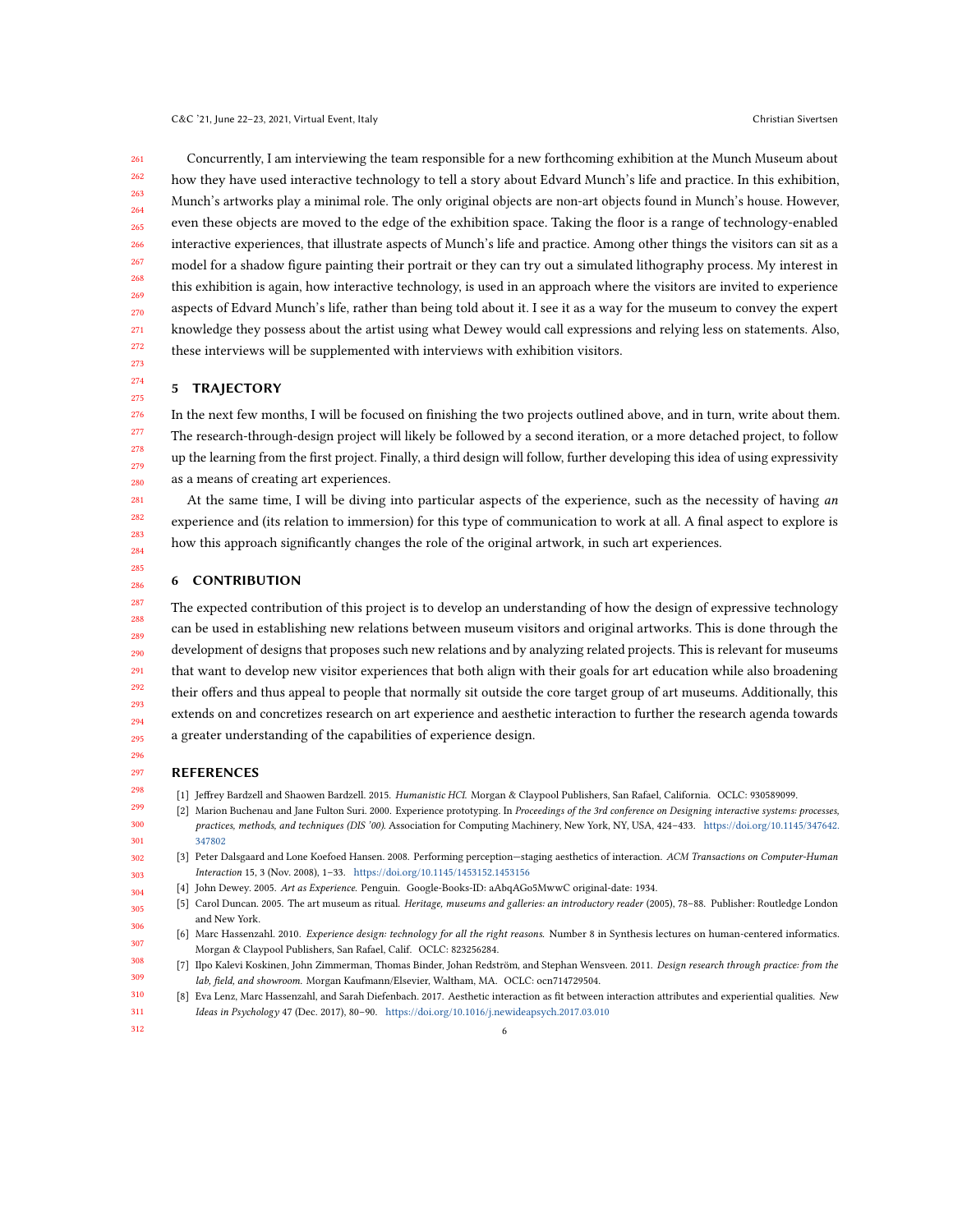Concurrently, I am interviewing the team responsible for a new forthcoming exhibition at the Munch Museum about how they have used interactive technology to tell a story about Edvard Munch's life and practice. In this exhibition, Munch's artworks play a minimal role. The only original objects are non-art objects found in Munch's house. However, even these objects are moved to the edge of the exhibition space. Taking the floor is a range of technology-enabled interactive experiences, that illustrate aspects of Munch's life and practice. Among other things the visitors can sit as a model for a shadow figure painting their portrait or they can try out a simulated lithography process. My interest in this exhibition is again, how interactive technology, is used in an approach where the visitors are invited to experience aspects of Edvard Munch's life, rather than being told about it. I see it as a way for the museum to convey the expert knowledge they possess about the artist using what Dewey would call expressions and relying less on statements. Also, these interviews will be supplemented with interviews with exhibition visitors.

## 5 TRAJECTORY

In the next few months, I will be focused on finishing the two projects outlined above, and in turn, write about them. The research-through-design project will likely be followed by a second iteration, or a more detached project, to follow up the learning from the first project. Finally, a third design will follow, further developing this idea of using expressivity as a means of creating art experiences.

At the same time, I will be diving into particular aspects of the experience, such as the necessity of having *an* experience and (its relation to immersion) for this type of communication to work at all. A final aspect to explore is how this approach significantly changes the role of the original artwork, in such art experiences.

## 6 CONTRIBUTION

The expected contribution of this project is to develop an understanding of how the design of expressive technology can be used in establishing new relations between museum visitors and original artworks. This is done through the development of designs that proposes such new relations and by analyzing related projects. This is relevant for museums that want to develop new visitor experiences that both align with their goals for art education while also broadening their offers and thus appeal to people that normally sit outside the core target group of art museums. Additionally, this extends on and concretizes research on art experience and aesthetic interaction to further the research agenda towards a greater understanding of the capabilities of experience design.

## REFERENCES

[1] Jeffrey Bardzell and Shaowen Bardzell. 2015. *Humanistic HCI*. Morgan & Claypool Publishers, San Rafael, California. OCLC: 930589099.

[2] Marion Buchenau and Jane Fulton Suri. 2000. Experience prototyping. In *Proceedings of the 3rd conference on Designing interactive systems: processes, practices, methods, and techniques (DIS '00)*. Association for Computing Machinery, New York, NY, USA, 424–433. https://doi.org/10.1145/347642.347802

[3] Peter Dalsgaard and Lone Koefoed Hansen. 2008. Performing perception—staging aesthetics of interaction. *ACM Transactions on Computer-Human Interaction* 15, 3 (Nov. 2008), 1–33. https://doi.org/10.1145/1453152.1453156

[4] John Dewey. 2005. *Art as Experience*. Penguin. Google-Books-ID: aAbqAGo5MwwC original-date: 1934.

[5] Carol Duncan. 2005. The art museum as ritual. *Heritage, museums and galleries: an introductory reader* (2005), 78–88. Publisher: Routledge London and New York.

[6] Marc Hassenzahl. 2010. *Experience design: technology for all the right reasons*. Number 8 in Synthesis lectures on human-centered informatics. Morgan & Claypool Publishers, San Rafael, Calif. OCLC: 823256284.

[7] Ilpo Kalevi Koskinen, John Zimmerman, Thomas Binder, Johan Redström, and Stephan Wensveen. 2011. *Design research through practice: from the lab, field, and showroom*. Morgan Kaufmann/Elsevier, Waltham, MA. OCLC: ocn714729504.

[8] Eva Lenz, Marc Hassenzahl, and Sarah Diefenbach. 2017. Aesthetic interaction as fit between interaction attributes and experiential qualities. *New Ideas in Psychology* 47 (Dec. 2017), 80–90. https://doi.org/10.1016/j.newideapsych.2017.03.010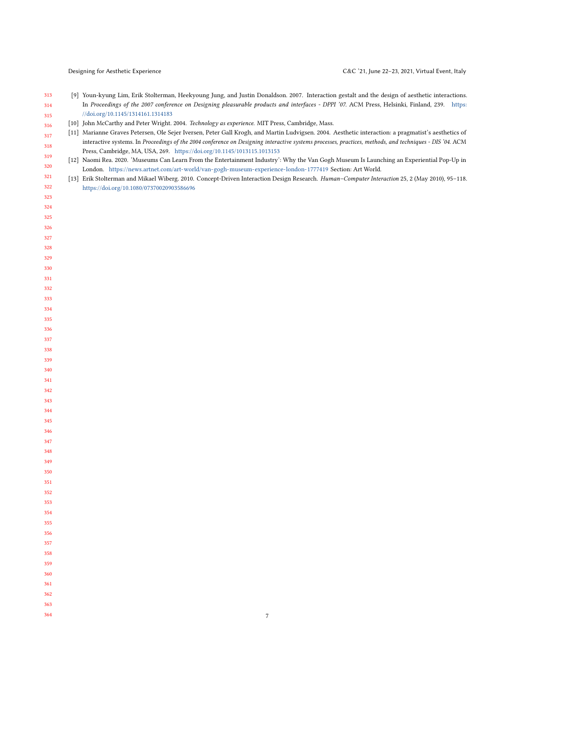[9] Youn-kyung Lim, Erik Stolterman, Heekyoung Jung, and Justin Donaldson. 2007. Interaction gestalt and the design of aesthetic interactions. In *Proceedings of the 2007 conference on Designing pleasurable products and interfaces - DPPI '07*. ACM Press, Helsinki, Finland, 239. https://doi.org/10.1145/1314161.1314183

[10] John McCarthy and Peter Wright. 2004. *Technology as experience*. MIT Press, Cambridge, Mass.

[11] Marianne Graves Petersen, Ole Sejer Iversen, Peter Gall Krogh, and Martin Ludvigsen. 2004. Aesthetic interaction: a pragmatist's aesthetics of interactive systems. In *Proceedings of the 2004 conference on Designing interactive systems processes, practices, methods, and techniques - DIS '04*. ACM Press, Cambridge, MA, USA, 269. https://doi.org/10.1145/1013115.1013153

[12] Naomi Rea. 2020. 'Museums Can Learn From the Entertainment Industry': Why the Van Gogh Museum Is Launching an Experiential Pop-Up in London. https://news.artnet.com/art-world/van-gogh-museum-experience-london-1777419 Section: Art World.

[13] Erik Stolterman and Mikael Wiberg. 2010. Concept-Driven Interaction Design Research. *Human–Computer Interaction* 25, 2 (May 2010), 95–118. https://doi.org/10.1080/07370020903586696